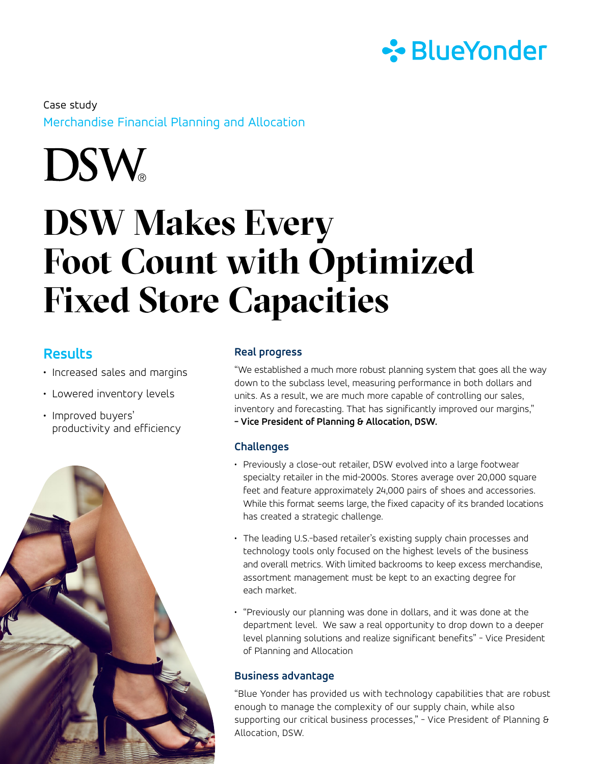BlueYonder

Case study

Merchandise Financial Planning and Allocation

DSW®

# DSW Makes Every Foot Count with Optimized Fixed Store Capacities

## Results

- Increased sales and margins
- Lowered inventory levels
- Improved buyers' productivity and efficiency

### Real progress

"We established a much more robust planning system that goes all the way down to the subclass level, measuring performance in both dollars and units. As a result, we are much more capable of controlling our sales, inventory and forecasting. That has significantly improved our margins," **– Vice President of Planning & Allocation, DSW.**

### Challenges

- Previously a close-out retailer, DSW evolved into a large footwear specialty retailer in the mid-2000s. Stores average over 20,000 square feet and feature approximately 24,000 pairs of shoes and accessories. While this format seems large, the fixed capacity of its branded locations has created a strategic challenge.
- The leading U.S.-based retailer's existing supply chain processes and technology tools only focused on the highest levels of the business and overall metrics. With limited backrooms to keep excess merchandise, assortment management must be kept to an exacting degree for each market.
- "Previously our planning was done in dollars, and it was done at the department level. We saw a real opportunity to drop down to a deeper level planning solutions and realize significant benefits" – Vice President of Planning and Allocation

### Business advantage

"Blue Yonder has provided us with technology capabilities that are robust enough to manage the complexity of our supply chain, while also supporting our critical business processes," – Vice President of Planning & Allocation, DSW.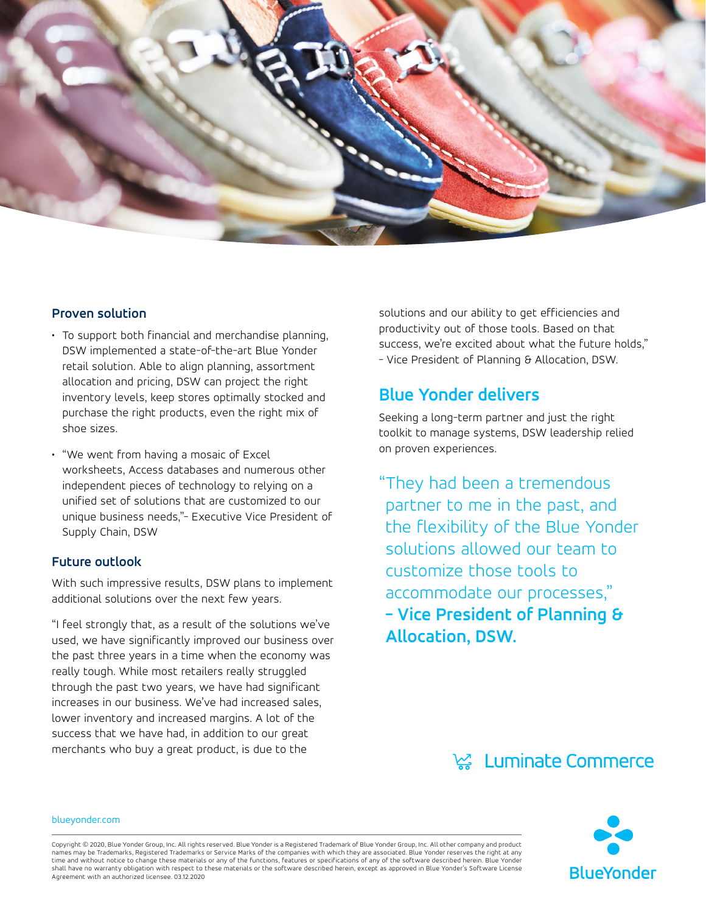### Proven solution

- To support both financial and merchandise planning, DSW implemented a state-of-the-art Blue Yonder retail solution. Able to align planning, assortment allocation and pricing, DSW can project the right inventory levels, keep stores optimally stocked and purchase the right products, even the right mix of shoe sizes.
- "We went from having a mosaic of Excel worksheets, Access databases and numerous other independent pieces of technology to relying on a unified set of solutions that are customized to our unique business needs,"– Executive Vice President of Supply Chain, DSW

### Future outlook

With such impressive results, DSW plans to implement additional solutions over the next few years.

"I feel strongly that, as a result of the solutions we've used, we have significantly improved our business over the past three years in a time when the economy was really tough. While most retailers really struggled through the past two years, we have had significant increases in our business. We've had increased sales, lower inventory and increased margins. A lot of the success that we have had, in addition to our great merchants who buy a great product, is due to the solutions and our ability to get efficiencies and productivity out of those tools. Based on that success, we're excited about what the future holds," - Vice President of Planning & Allocation, DSW.

## Blue Yonder delivers

Seeking a long-term partner and just the right toolkit to manage systems, DSW leadership relied on proven experiences.

"They had been a tremendous partner to me in the past, and the flexibility of the Blue Yonder solutions allowed our team to customize those tools to accommodate our processes,"
**– Vice President of Planning & Allocation, DSW.**

Luminate Commerce

blueyonder.com

Copyright © 2020, Blue Yonder Group, Inc. All rights reserved. Blue Yonder is a Registered Trademark of Blue Yonder Group, Inc. All other company and product names may be Trademarks, Registered Trademarks or Service Marks of the companies with which they are associated. Blue Yonder reserves the right at any time and without notice to change these materials or any of the functions, features or specifications of any of the software described herein. Blue Yonder shall have no warranty obligation with respect to these materials or the software described herein, except as approved in Blue Yonder's Software License Agreement with an authorized licensee. 03.12.2020

BlueYonder